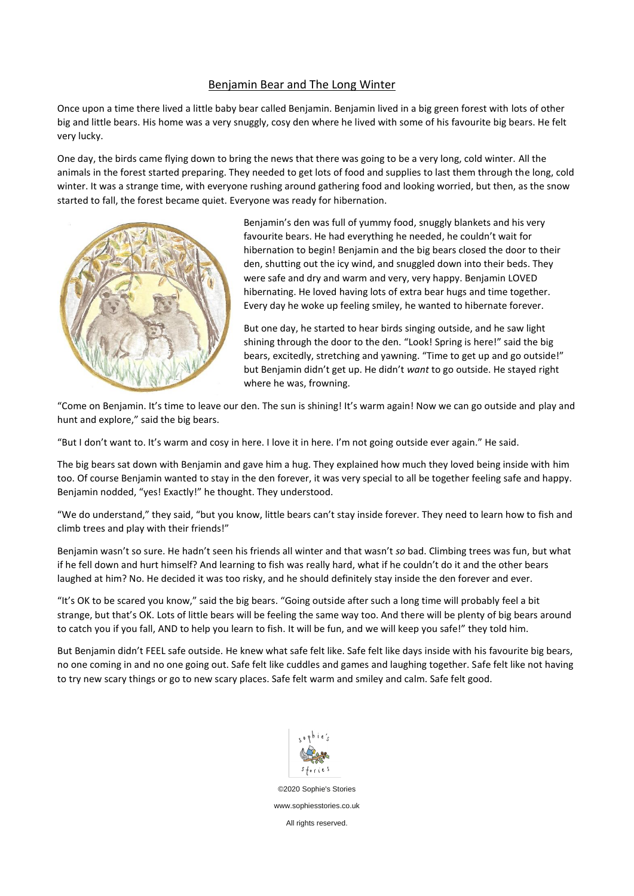# Benjamin Bear and The Long Winter

Once upon a time there lived a little baby bear called Benjamin. Benjamin lived in a big green forest with lots of other big and little bears. His home was a very snuggly, cosy den where he lived with some of his favourite big bears. He felt very lucky.

One day, the birds came flying down to bring the news that there was going to be a very long, cold winter. All the animals in the forest started preparing. They needed to get lots of food and supplies to last them through the long, cold winter. It was a strange time, with everyone rushing around gathering food and looking worried, but then, as the snow started to fall, the forest became quiet. Everyone was ready for hibernation.

Benjamin's den was full of yummy food, snuggly blankets and his very favourite bears. He had everything he needed, he couldn't wait for hibernation to begin! Benjamin and the big bears closed the door to their den, shutting out the icy wind, and snuggled down into their beds. They were safe and dry and warm and very, very happy. Benjamin LOVED hibernating. He loved having lots of extra bear hugs and time together. Every day he woke up feeling smiley, he wanted to hibernate forever.

But one day, he started to hear birds singing outside, and he saw light shining through the door to the den. "Look! Spring is here!" said the big bears, excitedly, stretching and yawning. "Time to get up and go outside!" but Benjamin didn't get up. He didn't *want* to go outside. He stayed right where he was, frowning.

"Come on Benjamin. It's time to leave our den. The sun is shining! It's warm again! Now we can go outside and play and hunt and explore," said the big bears.

"But I don't want to. It's warm and cosy in here. I love it in here. I'm not going outside ever again." He said.

The big bears sat down with Benjamin and gave him a hug. They explained how much they loved being inside with him too. Of course Benjamin wanted to stay in the den forever, it was very special to all be together feeling safe and happy. Benjamin nodded, "yes! Exactly!" he thought. They understood.

"We do understand," they said, "but you know, little bears can't stay inside forever. They need to learn how to fish and climb trees and play with their friends!"

Benjamin wasn't so sure. He hadn't seen his friends all winter and that wasn't *so* bad. Climbing trees was fun, but what if he fell down and hurt himself? And learning to fish was really hard, what if he couldn't do it and the other bears laughed at him? No. He decided it was too risky, and he should definitely stay inside the den forever and ever.

"It's OK to be scared you know," said the big bears. "Going outside after such a long time will probably feel a bit strange, but that's OK. Lots of little bears will be feeling the same way too. And there will be plenty of big bears around to catch you if you fall, AND to help you learn to fish. It will be fun, and we will keep you safe!" they told him.

But Benjamin didn't FEEL safe outside. He knew what safe felt like. Safe felt like days inside with his favourite big bears, no one coming in and no one going out. Safe felt like cuddles and games and laughing together. Safe felt like not having to try new scary things or go to new scary places. Safe felt warm and smiley and calm. Safe felt good.

©2020 Sophie's Stories

www.sophiesstories.co.uk

All rights reserved.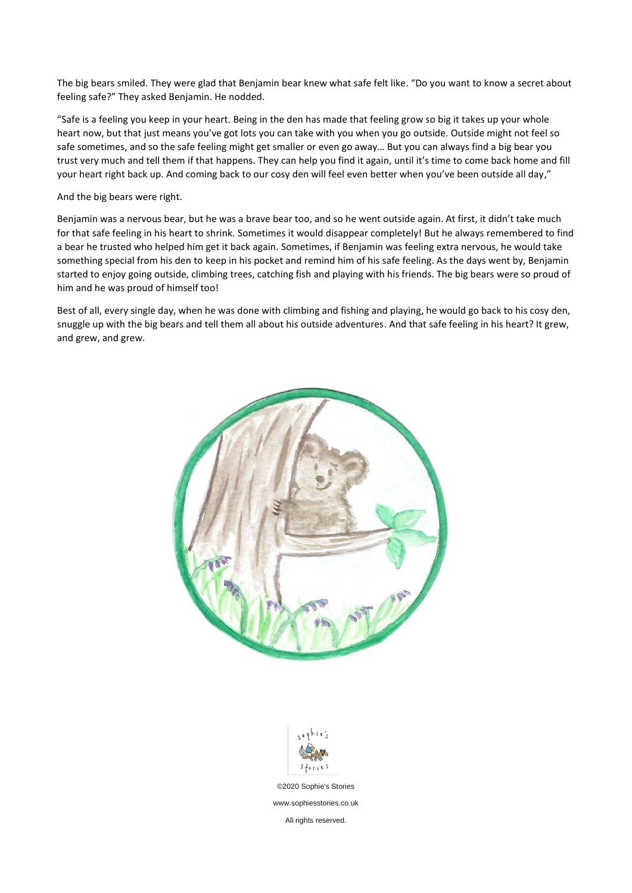The big bears smiled. They were glad that Benjamin bear knew what safe felt like. "Do you want to know a secret about feeling safe?" They asked Benjamin. He nodded.

"Safe is a feeling you keep in your heart. Being in the den has made that feeling grow so big it takes up your whole heart now, but that just means you've got lots you can take with you when you go outside. Outside might not feel so safe sometimes, and so the safe feeling might get smaller or even go away… But you can always find a big bear you trust very much and tell them if that happens. They can help you find it again, until it's time to come back home and fill your heart right back up. And coming back to our cosy den will feel even better when you've been outside all day,"

And the big bears were right.

Benjamin was a nervous bear, but he was a brave bear too, and so he went outside again. At first, it didn't take much for that safe feeling in his heart to shrink. Sometimes it would disappear completely! But he always remembered to find a bear he trusted who helped him get it back again. Sometimes, if Benjamin was feeling extra nervous, he would take something special from his den to keep in his pocket and remind him of his safe feeling. As the days went by, Benjamin started to enjoy going outside, climbing trees, catching fish and playing with his friends. The big bears were so proud of him and he was proud of himself too!

Best of all, every single day, when he was done with climbing and fishing and playing, he would go back to his cosy den, snuggle up with the big bears and tell them all about his outside adventures. And that safe feeling in his heart? It grew, and grew, and grew.

sophie's stories

©2020 Sophie's Stories

www.sophiesstories.co.uk

All rights reserved.